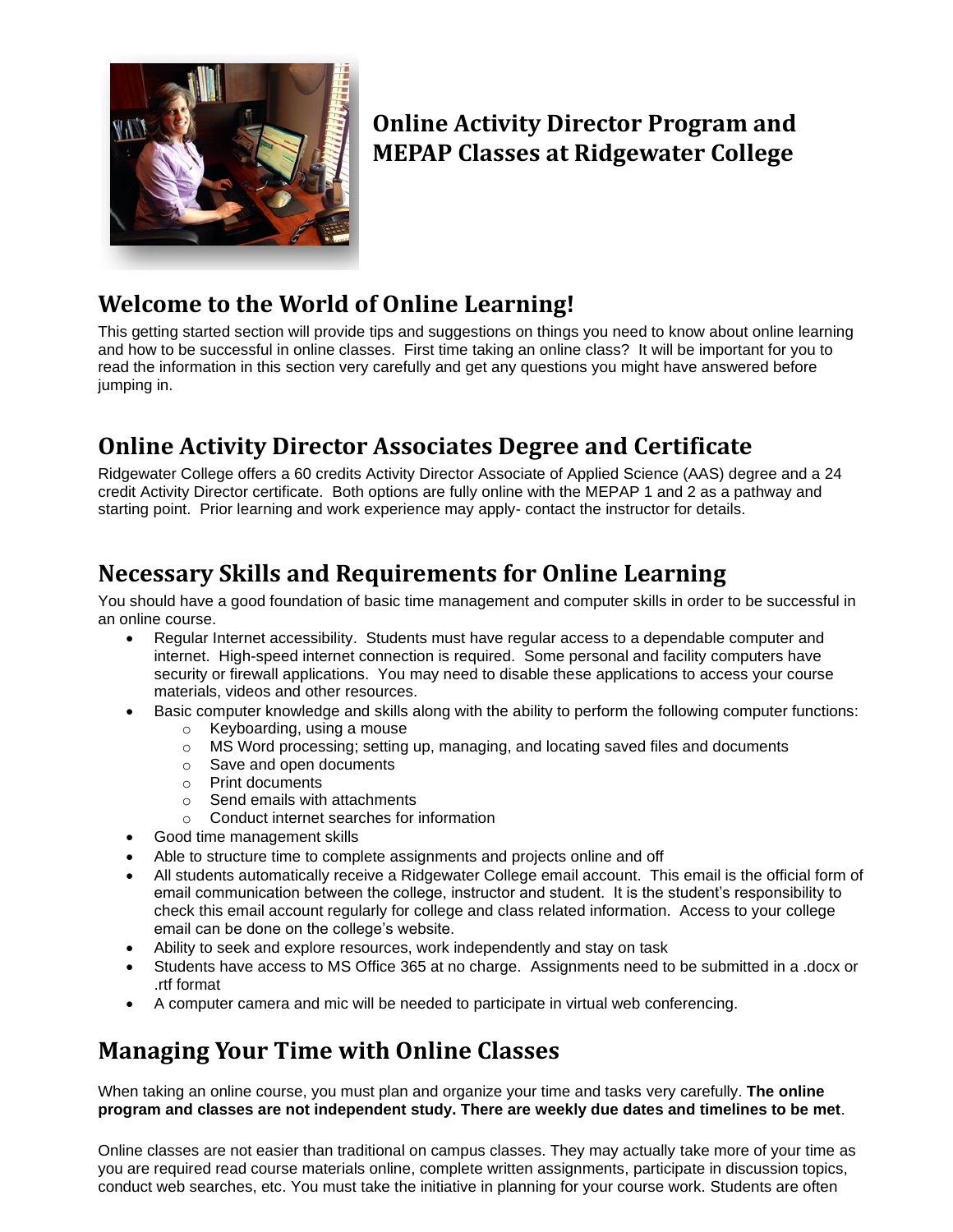# Online Activity Director Program and MEPAP Classes at Ridgewater College

## Welcome to the World of Online Learning!

This getting started section will provide tips and suggestions on things you need to know about online learning and how to be successful in online classes. First time taking an online class? It will be important for you to read the information in this section very carefully and get any questions you might have answered before jumping in.

## Online Activity Director Associates Degree and Certificate

Ridgewater College offers a 60 credits Activity Director Associate of Applied Science (AAS) degree and a 24 credit Activity Director certificate. Both options are fully online with the MEPAP 1 and 2 as a pathway and starting point. Prior learning and work experience may apply- contact the instructor for details.

## Necessary Skills and Requirements for Online Learning

You should have a good foundation of basic time management and computer skills in order to be successful in an online course.

- Regular Internet accessibility. Students must have regular access to a dependable computer and internet. High-speed internet connection is required. Some personal and facility computers have security or firewall applications. You may need to disable these applications to access your course materials, videos and other resources.
- Basic computer knowledge and skills along with the ability to perform the following computer functions:
  - Keyboarding, using a mouse
  - MS Word processing; setting up, managing, and locating saved files and documents
  - Save and open documents
  - Print documents
  - Send emails with attachments
  - Conduct internet searches for information
- Good time management skills
- Able to structure time to complete assignments and projects online and off
- All students automatically receive a Ridgewater College email account. This email is the official form of email communication between the college, instructor and student. It is the student's responsibility to check this email account regularly for college and class related information. Access to your college email can be done on the college's website.
- Ability to seek and explore resources, work independently and stay on task
- Students have access to MS Office 365 at no charge. Assignments need to be submitted in a .docx or .rtf format
- A computer camera and mic will be needed to participate in virtual web conferencing.

## Managing Your Time with Online Classes

When taking an online course, you must plan and organize your time and tasks very carefully. **The online program and classes are not independent study. There are weekly due dates and timelines to be met**.

Online classes are not easier than traditional on campus classes. They may actually take more of your time as you are required read course materials online, complete written assignments, participate in discussion topics, conduct web searches, etc. You must take the initiative in planning for your course work. Students are often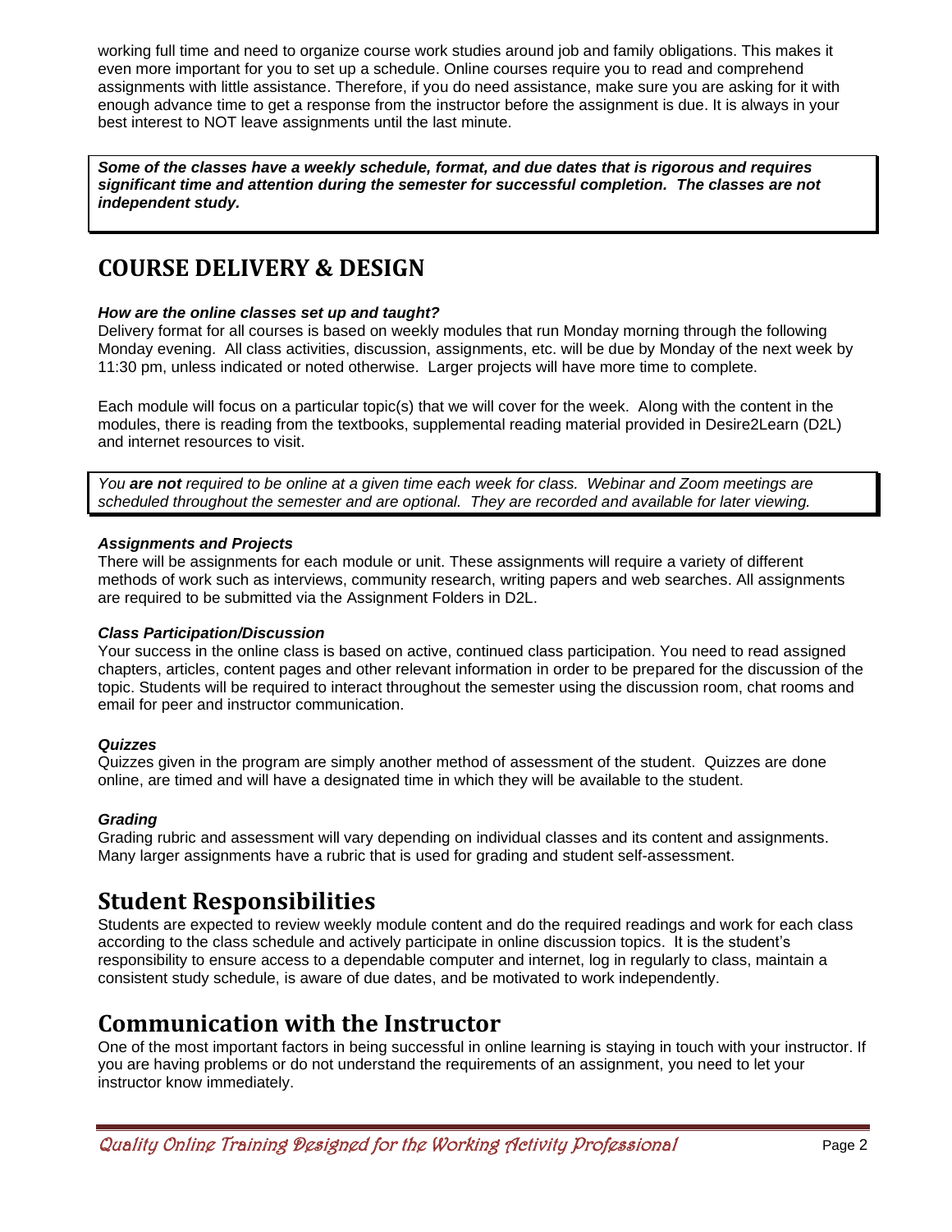working full time and need to organize course work studies around job and family obligations. This makes it even more important for you to set up a schedule. Online courses require you to read and comprehend assignments with little assistance. Therefore, if you do need assistance, make sure you are asking for it with enough advance time to get a response from the instructor before the assignment is due. It is always in your best interest to NOT leave assignments until the last minute.

***Some of the classes have a weekly schedule, format, and due dates that is rigorous and requires significant time and attention during the semester for successful completion. The classes are not independent study.***

# COURSE DELIVERY & DESIGN

***How are the online classes set up and taught?***

Delivery format for all courses is based on weekly modules that run Monday morning through the following Monday evening. All class activities, discussion, assignments, etc. will be due by Monday of the next week by 11:30 pm, unless indicated or noted otherwise. Larger projects will have more time to complete.

Each module will focus on a particular topic(s) that we will cover for the week. Along with the content in the modules, there is reading from the textbooks, supplemental reading material provided in Desire2Learn (D2L) and internet resources to visit.

*You **are not** required to be online at a given time each week for class. Webinar and Zoom meetings are scheduled throughout the semester and are optional. They are recorded and available for later viewing.*

***Assignments and Projects***

There will be assignments for each module or unit. These assignments will require a variety of different methods of work such as interviews, community research, writing papers and web searches. All assignments are required to be submitted via the Assignment Folders in D2L.

***Class Participation/Discussion***

Your success in the online class is based on active, continued class participation. You need to read assigned chapters, articles, content pages and other relevant information in order to be prepared for the discussion of the topic. Students will be required to interact throughout the semester using the discussion room, chat rooms and email for peer and instructor communication.

***Quizzes***

Quizzes given in the program are simply another method of assessment of the student. Quizzes are done online, are timed and will have a designated time in which they will be available to the student.

***Grading***

Grading rubric and assessment will vary depending on individual classes and its content and assignments. Many larger assignments have a rubric that is used for grading and student self-assessment.

# Student Responsibilities

Students are expected to review weekly module content and do the required readings and work for each class according to the class schedule and actively participate in online discussion topics. It is the student's responsibility to ensure access to a dependable computer and internet, log in regularly to class, maintain a consistent study schedule, is aware of due dates, and be motivated to work independently.

# Communication with the Instructor

One of the most important factors in being successful in online learning is staying in touch with your instructor. If you are having problems or do not understand the requirements of an assignment, you need to let your instructor know immediately.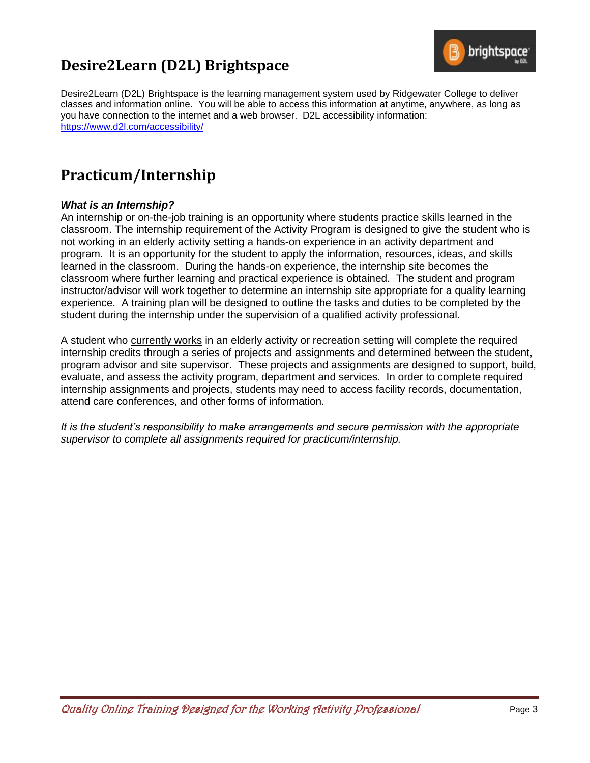# Desire2Learn (D2L) Brightspace

Desire2Learn (D2L) Brightspace is the learning management system used by Ridgewater College to deliver classes and information online. You will be able to access this information at anytime, anywhere, as long as you have connection to the internet and a web browser. D2L accessibility information: https://www.d2l.com/accessibility/

# Practicum/Internship

***What is an Internship?***

An internship or on-the-job training is an opportunity where students practice skills learned in the classroom. The internship requirement of the Activity Program is designed to give the student who is not working in an elderly activity setting a hands-on experience in an activity department and program. It is an opportunity for the student to apply the information, resources, ideas, and skills learned in the classroom. During the hands-on experience, the internship site becomes the classroom where further learning and practical experience is obtained. The student and program instructor/advisor will work together to determine an internship site appropriate for a quality learning experience. A training plan will be designed to outline the tasks and duties to be completed by the student during the internship under the supervision of a qualified activity professional.

A student who currently works in an elderly activity or recreation setting will complete the required internship credits through a series of projects and assignments and determined between the student, program advisor and site supervisor. These projects and assignments are designed to support, build, evaluate, and assess the activity program, department and services. In order to complete required internship assignments and projects, students may need to access facility records, documentation, attend care conferences, and other forms of information.

*It is the student's responsibility to make arrangements and secure permission with the appropriate supervisor to complete all assignments required for practicum/internship.*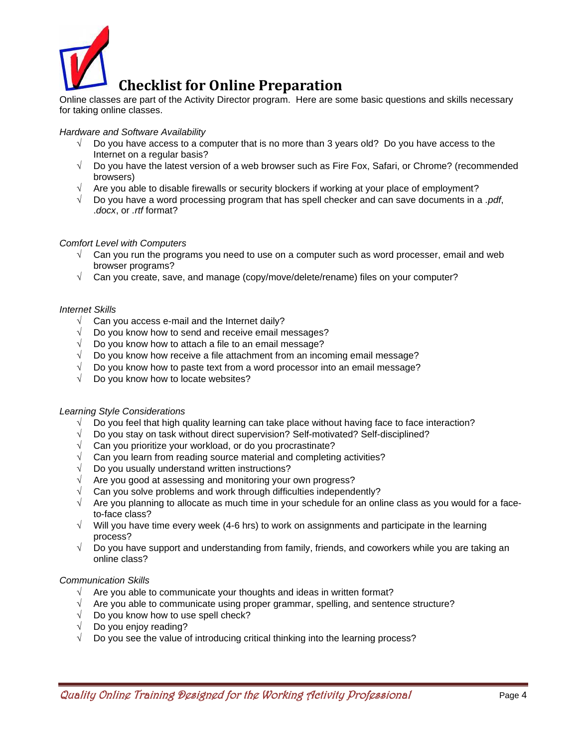# Checklist for Online Preparation

Online classes are part of the Activity Director program. Here are some basic questions and skills necessary for taking online classes.

*Hardware and Software Availability*

- √ Do you have access to a computer that is no more than 3 years old? Do you have access to the Internet on a regular basis?
- √ Do you have the latest version of a web browser such as Fire Fox, Safari, or Chrome? (recommended browsers)
- √ Are you able to disable firewalls or security blockers if working at your place of employment?
- √ Do you have a word processing program that has spell checker and can save documents in a *.pdf*, *.docx*, or *.rtf* format?

*Comfort Level with Computers*

- √ Can you run the programs you need to use on a computer such as word processer, email and web browser programs?
- √ Can you create, save, and manage (copy/move/delete/rename) files on your computer?

*Internet Skills*

- √ Can you access e-mail and the Internet daily?
- √ Do you know how to send and receive email messages?
- √ Do you know how to attach a file to an email message?
- √ Do you know how receive a file attachment from an incoming email message?
- √ Do you know how to paste text from a word processor into an email message?
- √ Do you know how to locate websites?

*Learning Style Considerations*

- √ Do you feel that high quality learning can take place without having face to face interaction?
- √ Do you stay on task without direct supervision? Self-motivated? Self-disciplined?
- √ Can you prioritize your workload, or do you procrastinate?
- √ Can you learn from reading source material and completing activities?
- √ Do you usually understand written instructions?
- √ Are you good at assessing and monitoring your own progress?
- √ Can you solve problems and work through difficulties independently?
- √ Are you planning to allocate as much time in your schedule for an online class as you would for a face-to-face class?
- √ Will you have time every week (4-6 hrs) to work on assignments and participate in the learning process?
- √ Do you have support and understanding from family, friends, and coworkers while you are taking an online class?

*Communication Skills*

- √ Are you able to communicate your thoughts and ideas in written format?
- √ Are you able to communicate using proper grammar, spelling, and sentence structure?
- √ Do you know how to use spell check?
- √ Do you enjoy reading?
- √ Do you see the value of introducing critical thinking into the learning process?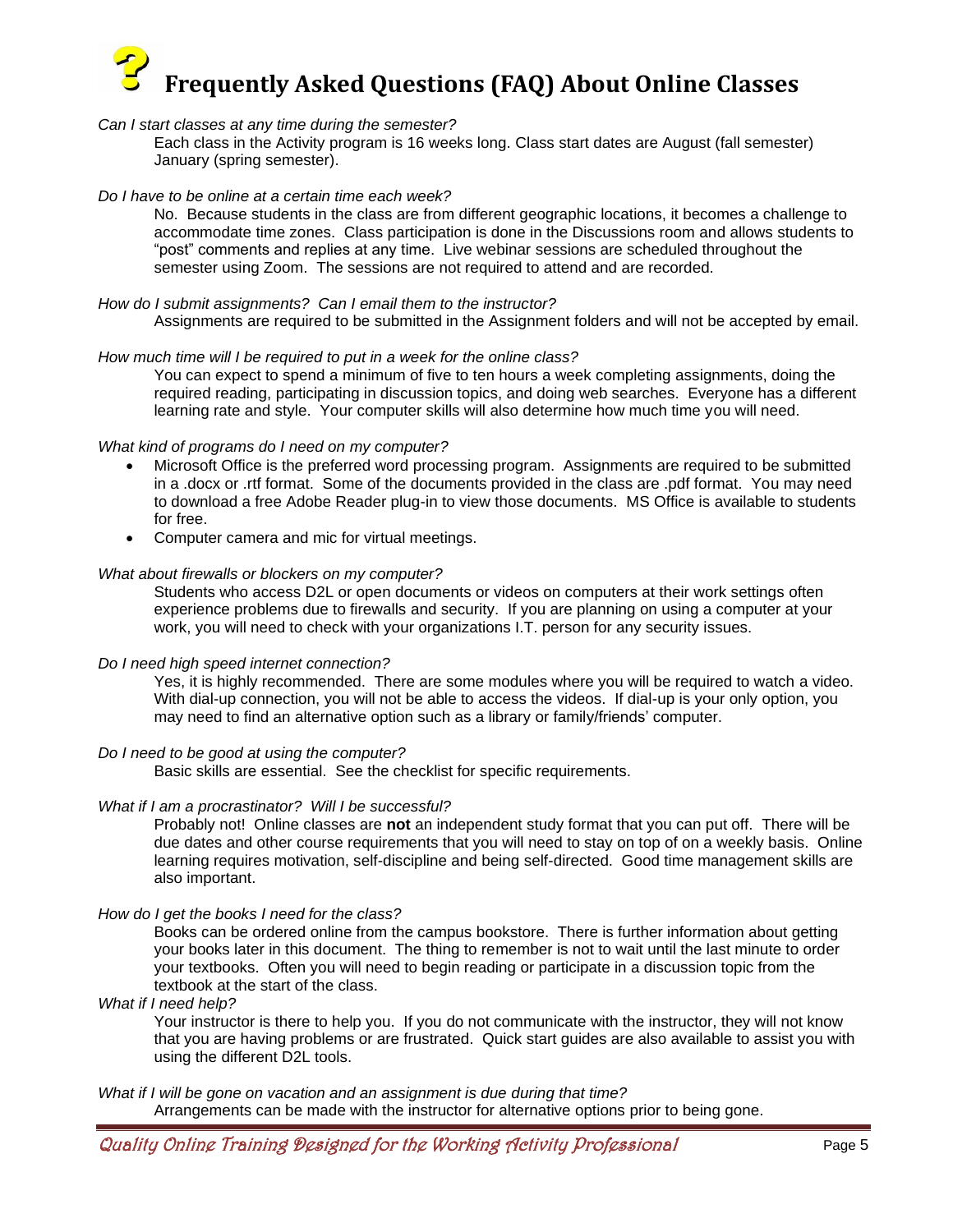# Frequently Asked Questions (FAQ) About Online Classes

*Can I start classes at any time during the semester?*

Each class in the Activity program is 16 weeks long. Class start dates are August (fall semester) January (spring semester).

*Do I have to be online at a certain time each week?*

No. Because students in the class are from different geographic locations, it becomes a challenge to accommodate time zones. Class participation is done in the Discussions room and allows students to "post" comments and replies at any time. Live webinar sessions are scheduled throughout the semester using Zoom. The sessions are not required to attend and are recorded.

*How do I submit assignments? Can I email them to the instructor?*

Assignments are required to be submitted in the Assignment folders and will not be accepted by email.

*How much time will I be required to put in a week for the online class?*

You can expect to spend a minimum of five to ten hours a week completing assignments, doing the required reading, participating in discussion topics, and doing web searches. Everyone has a different learning rate and style. Your computer skills will also determine how much time you will need.

*What kind of programs do I need on my computer?*

- Microsoft Office is the preferred word processing program. Assignments are required to be submitted in a .docx or .rtf format. Some of the documents provided in the class are .pdf format. You may need to download a free Adobe Reader plug-in to view those documents. MS Office is available to students for free.
- Computer camera and mic for virtual meetings.

*What about firewalls or blockers on my computer?*

Students who access D2L or open documents or videos on computers at their work settings often experience problems due to firewalls and security. If you are planning on using a computer at your work, you will need to check with your organizations I.T. person for any security issues.

*Do I need high speed internet connection?*

Yes, it is highly recommended. There are some modules where you will be required to watch a video. With dial-up connection, you will not be able to access the videos. If dial-up is your only option, you may need to find an alternative option such as a library or family/friends' computer.

*Do I need to be good at using the computer?*

Basic skills are essential. See the checklist for specific requirements.

*What if I am a procrastinator? Will I be successful?*

Probably not! Online classes are **not** an independent study format that you can put off. There will be due dates and other course requirements that you will need to stay on top of on a weekly basis. Online learning requires motivation, self-discipline and being self-directed. Good time management skills are also important.

*How do I get the books I need for the class?*

Books can be ordered online from the campus bookstore. There is further information about getting your books later in this document. The thing to remember is not to wait until the last minute to order your textbooks. Often you will need to begin reading or participate in a discussion topic from the textbook at the start of the class.

*What if I need help?*

Your instructor is there to help you. If you do not communicate with the instructor, they will not know that you are having problems or are frustrated. Quick start guides are also available to assist you with using the different D2L tools.

*What if I will be gone on vacation and an assignment is due during that time?*

Arrangements can be made with the instructor for alternative options prior to being gone.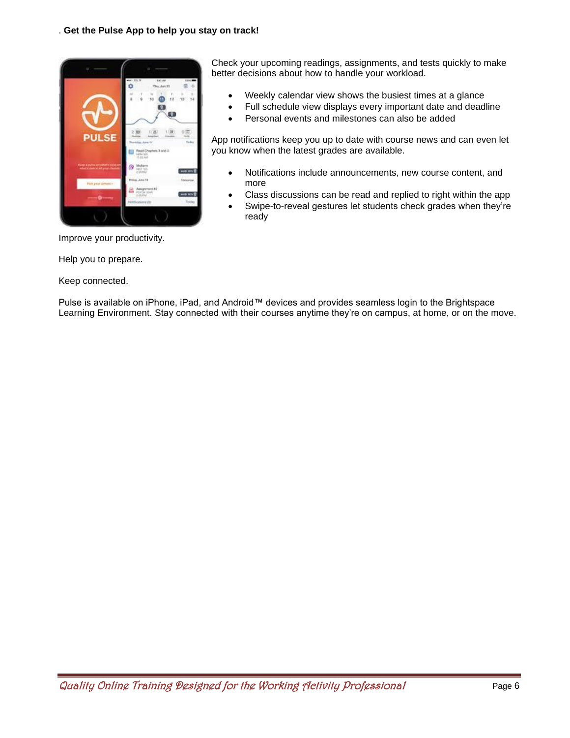. **Get the Pulse App to help you stay on track!**

Check your upcoming readings, assignments, and tests quickly to make better decisions about how to handle your workload.

- Weekly calendar view shows the busiest times at a glance
- Full schedule view displays every important date and deadline
- Personal events and milestones can also be added

App notifications keep you up to date with course news and can even let you know when the latest grades are available.

- Notifications include announcements, new course content, and more
- Class discussions can be read and replied to right within the app
- Swipe-to-reveal gestures let students check grades when they're ready

Improve your productivity.

Help you to prepare.

Keep connected.

Pulse is available on iPhone, iPad, and Android™ devices and provides seamless login to the Brightspace Learning Environment. Stay connected with their courses anytime they're on campus, at home, or on the move.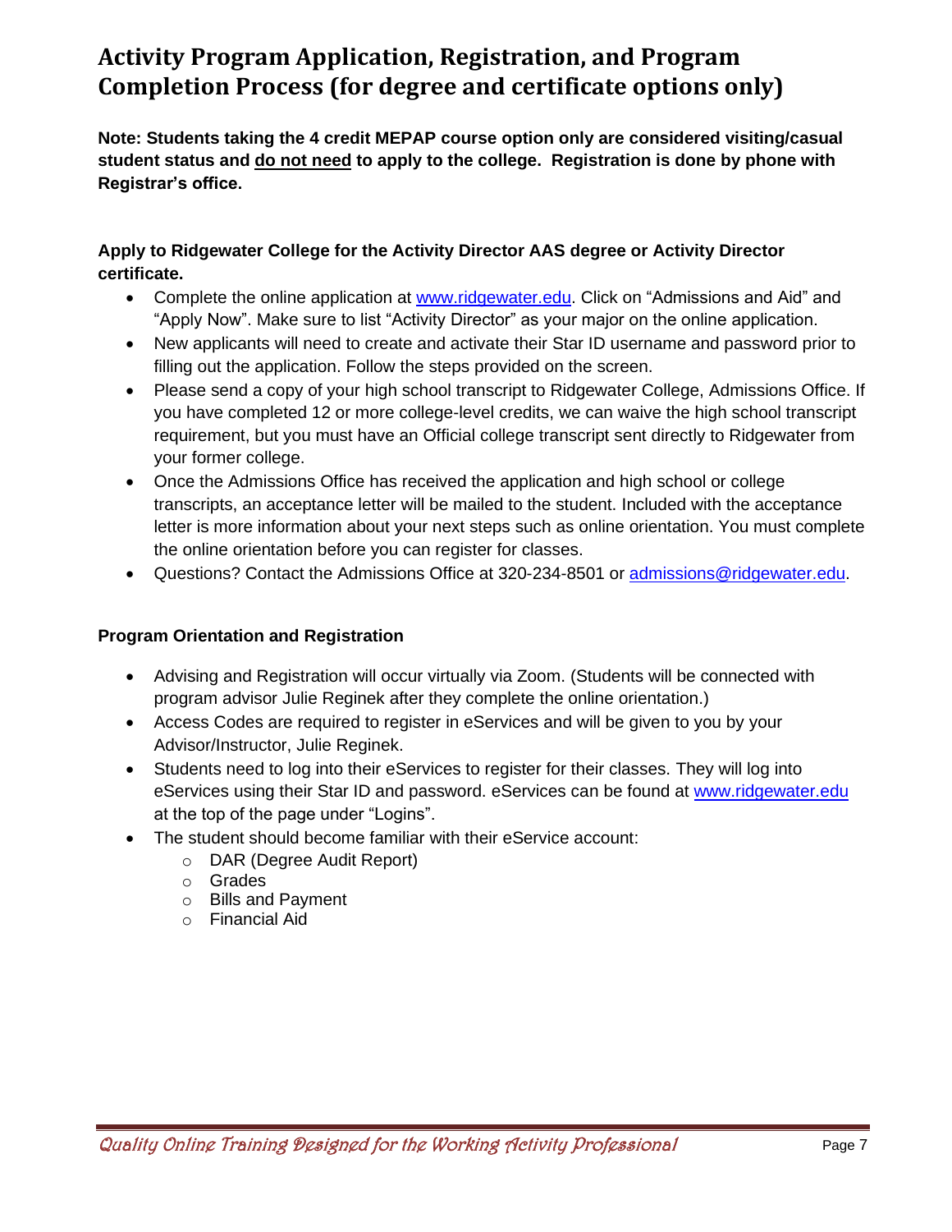# Activity Program Application, Registration, and Program Completion Process (for degree and certificate options only)

**Note: Students taking the 4 credit MEPAP course option only are considered visiting/casual student status and <u>do not need</u> to apply to the college. Registration is done by phone with Registrar's office.**

**Apply to Ridgewater College for the Activity Director AAS degree or Activity Director certificate.**

- Complete the online application at www.ridgewater.edu. Click on "Admissions and Aid" and "Apply Now". Make sure to list "Activity Director" as your major on the online application.
- New applicants will need to create and activate their Star ID username and password prior to filling out the application. Follow the steps provided on the screen.
- Please send a copy of your high school transcript to Ridgewater College, Admissions Office. If you have completed 12 or more college-level credits, we can waive the high school transcript requirement, but you must have an Official college transcript sent directly to Ridgewater from your former college.
- Once the Admissions Office has received the application and high school or college transcripts, an acceptance letter will be mailed to the student. Included with the acceptance letter is more information about your next steps such as online orientation. You must complete the online orientation before you can register for classes.
- Questions? Contact the Admissions Office at 320-234-8501 or admissions@ridgewater.edu.

**Program Orientation and Registration**

- Advising and Registration will occur virtually via Zoom. (Students will be connected with program advisor Julie Reginek after they complete the online orientation.)
- Access Codes are required to register in eServices and will be given to you by your Advisor/Instructor, Julie Reginek.
- Students need to log into their eServices to register for their classes. They will log into eServices using their Star ID and password. eServices can be found at www.ridgewater.edu at the top of the page under "Logins".
- The student should become familiar with their eService account:
  - DAR (Degree Audit Report)
  - Grades
  - Bills and Payment
  - Financial Aid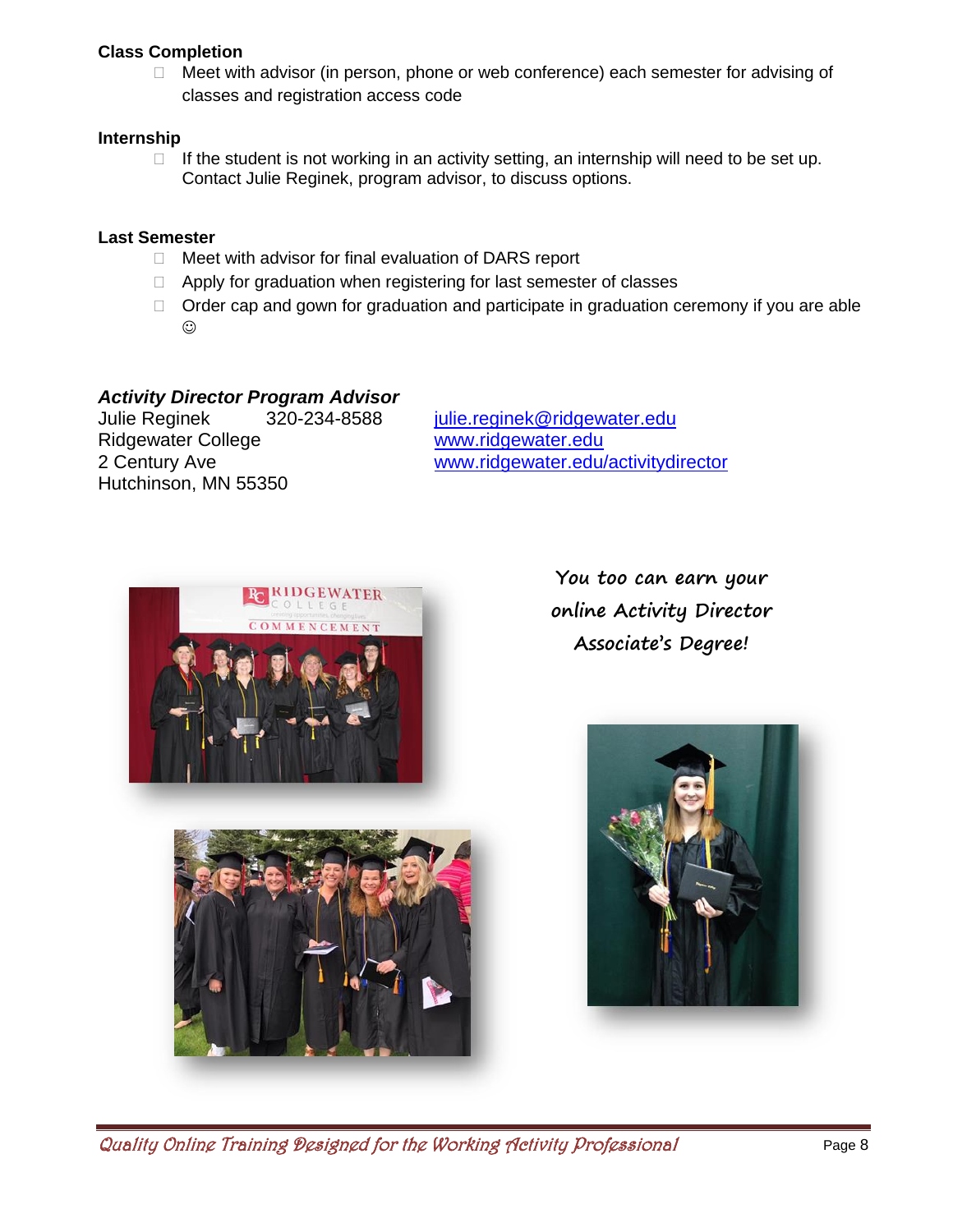**Class Completion**

- Meet with advisor (in person, phone or web conference) each semester for advising of classes and registration access code

**Internship**

- If the student is not working in an activity setting, an internship will need to be set up. Contact Julie Reginek, program advisor, to discuss options.

**Last Semester**

- Meet with advisor for final evaluation of DARS report
- Apply for graduation when registering for last semester of classes
- Order cap and gown for graduation and participate in graduation ceremony if you are able ☺

***Activity Director Program Advisor***

Julie Reginek    320-234-8588
Ridgewater College
2 Century Ave
Hutchinson, MN 55350

julie.reginek@ridgewater.edu
www.ridgewater.edu
www.ridgewater.edu/activitydirector

*You too can earn your online Activity Director Associate's Degree!*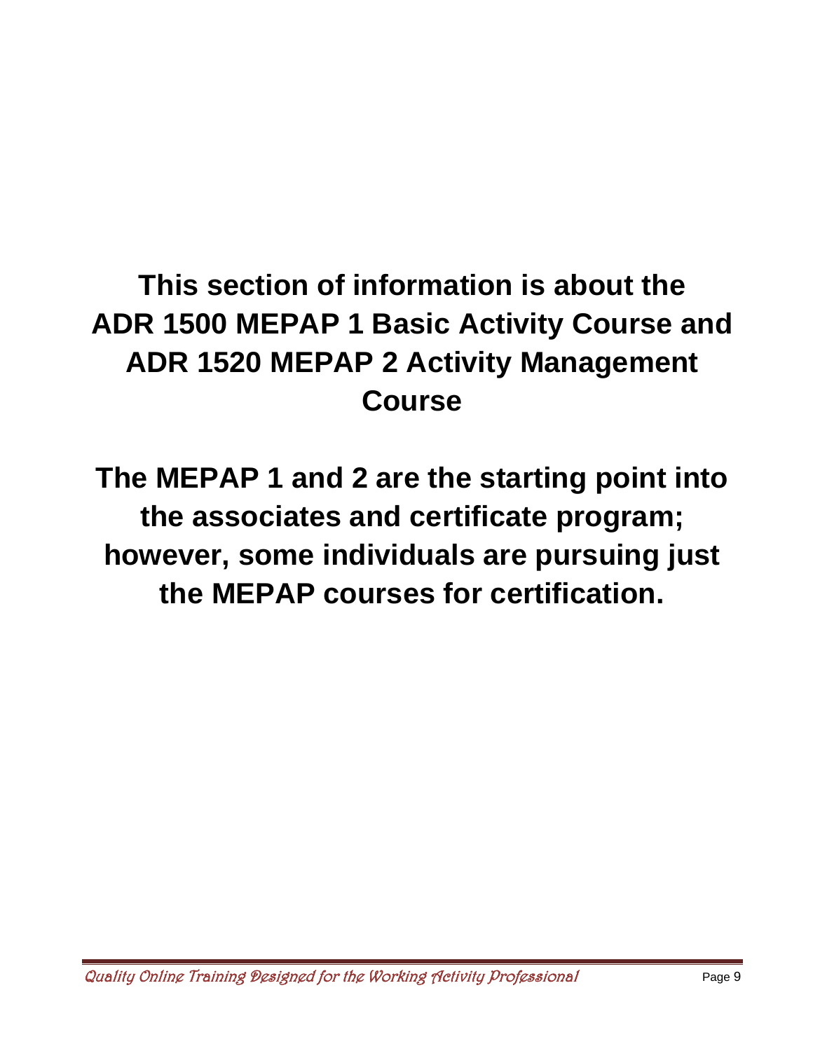**This section of information is about the ADR 1500 MEPAP 1 Basic Activity Course and ADR 1520 MEPAP 2 Activity Management Course**

**The MEPAP 1 and 2 are the starting point into the associates and certificate program; however, some individuals are pursuing just the MEPAP courses for certification.**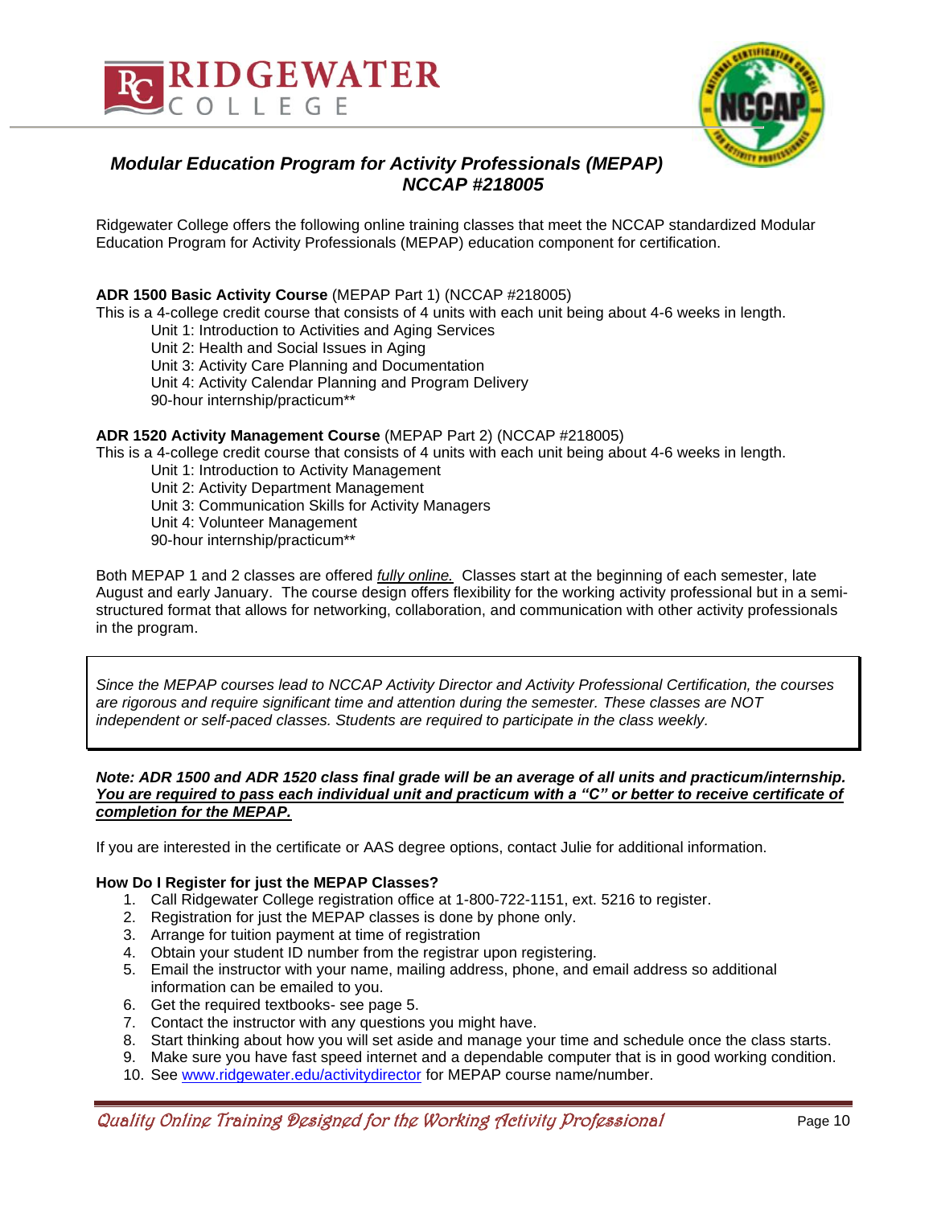RIDGEWATER COLLEGE

## *Modular Education Program for Activity Professionals (MEPAP) NCCAP #218005*

Ridgewater College offers the following online training classes that meet the NCCAP standardized Modular Education Program for Activity Professionals (MEPAP) education component for certification.

**ADR 1500 Basic Activity Course** (MEPAP Part 1) (NCCAP #218005)
This is a 4-college credit course that consists of 4 units with each unit being about 4-6 weeks in length.

- Unit 1: Introduction to Activities and Aging Services
- Unit 2: Health and Social Issues in Aging
- Unit 3: Activity Care Planning and Documentation
- Unit 4: Activity Calendar Planning and Program Delivery
- 90-hour internship/practicum**

**ADR 1520 Activity Management Course** (MEPAP Part 2) (NCCAP #218005)
This is a 4-college credit course that consists of 4 units with each unit being about 4-6 weeks in length.

- Unit 1: Introduction to Activity Management
- Unit 2: Activity Department Management
- Unit 3: Communication Skills for Activity Managers
- Unit 4: Volunteer Management
- 90-hour internship/practicum**

Both MEPAP 1 and 2 classes are offered *fully online.* Classes start at the beginning of each semester, late August and early January. The course design offers flexibility for the working activity professional but in a semi-structured format that allows for networking, collaboration, and communication with other activity professionals in the program.

*Since the MEPAP courses lead to NCCAP Activity Director and Activity Professional Certification, the courses are rigorous and require significant time and attention during the semester. These classes are NOT independent or self-paced classes. Students are required to participate in the class weekly.*

***Note: ADR 1500 and ADR 1520 class final grade will be an average of all units and practicum/internship. You are required to pass each individual unit and practicum with a "C" or better to receive certificate of completion for the MEPAP.***

If you are interested in the certificate or AAS degree options, contact Julie for additional information.

**How Do I Register for just the MEPAP Classes?**

1. Call Ridgewater College registration office at 1-800-722-1151, ext. 5216 to register.
2. Registration for just the MEPAP classes is done by phone only.
3. Arrange for tuition payment at time of registration
4. Obtain your student ID number from the registrar upon registering.
5. Email the instructor with your name, mailing address, phone, and email address so additional information can be emailed to you.
6. Get the required textbooks- see page 5.
7. Contact the instructor with any questions you might have.
8. Start thinking about how you will set aside and manage your time and schedule once the class starts.
9. Make sure you have fast speed internet and a dependable computer that is in good working condition.
10. See www.ridgewater.edu/activitydirector for MEPAP course name/number.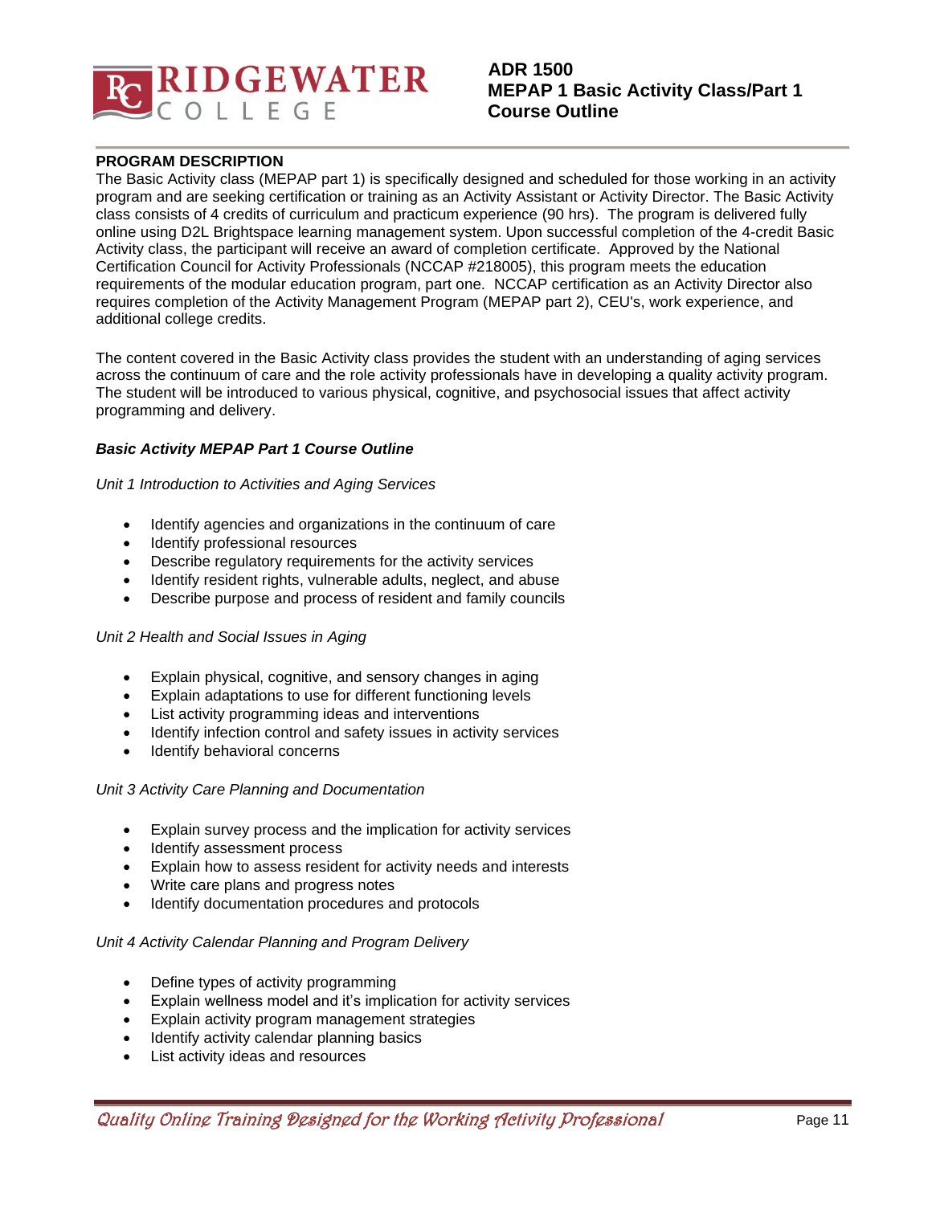RIDGEWATER COLLEGE

# ADR 1500
# MEPAP 1 Basic Activity Class/Part 1
# Course Outline

## PROGRAM DESCRIPTION

The Basic Activity class (MEPAP part 1) is specifically designed and scheduled for those working in an activity program and are seeking certification or training as an Activity Assistant or Activity Director. The Basic Activity class consists of 4 credits of curriculum and practicum experience (90 hrs). The program is delivered fully online using D2L Brightspace learning management system. Upon successful completion of the 4-credit Basic Activity class, the participant will receive an award of completion certificate. Approved by the National Certification Council for Activity Professionals (NCCAP #218005), this program meets the education requirements of the modular education program, part one. NCCAP certification as an Activity Director also requires completion of the Activity Management Program (MEPAP part 2), CEU's, work experience, and additional college credits.

The content covered in the Basic Activity class provides the student with an understanding of aging services across the continuum of care and the role activity professionals have in developing a quality activity program. The student will be introduced to various physical, cognitive, and psychosocial issues that affect activity programming and delivery.

### *Basic Activity MEPAP Part 1 Course Outline*

*Unit 1 Introduction to Activities and Aging Services*

- Identify agencies and organizations in the continuum of care
- Identify professional resources
- Describe regulatory requirements for the activity services
- Identify resident rights, vulnerable adults, neglect, and abuse
- Describe purpose and process of resident and family councils

*Unit 2 Health and Social Issues in Aging*

- Explain physical, cognitive, and sensory changes in aging
- Explain adaptations to use for different functioning levels
- List activity programming ideas and interventions
- Identify infection control and safety issues in activity services
- Identify behavioral concerns

*Unit 3 Activity Care Planning and Documentation*

- Explain survey process and the implication for activity services
- Identify assessment process
- Explain how to assess resident for activity needs and interests
- Write care plans and progress notes
- Identify documentation procedures and protocols

*Unit 4 Activity Calendar Planning and Program Delivery*

- Define types of activity programming
- Explain wellness model and it's implication for activity services
- Explain activity program management strategies
- Identify activity calendar planning basics
- List activity ideas and resources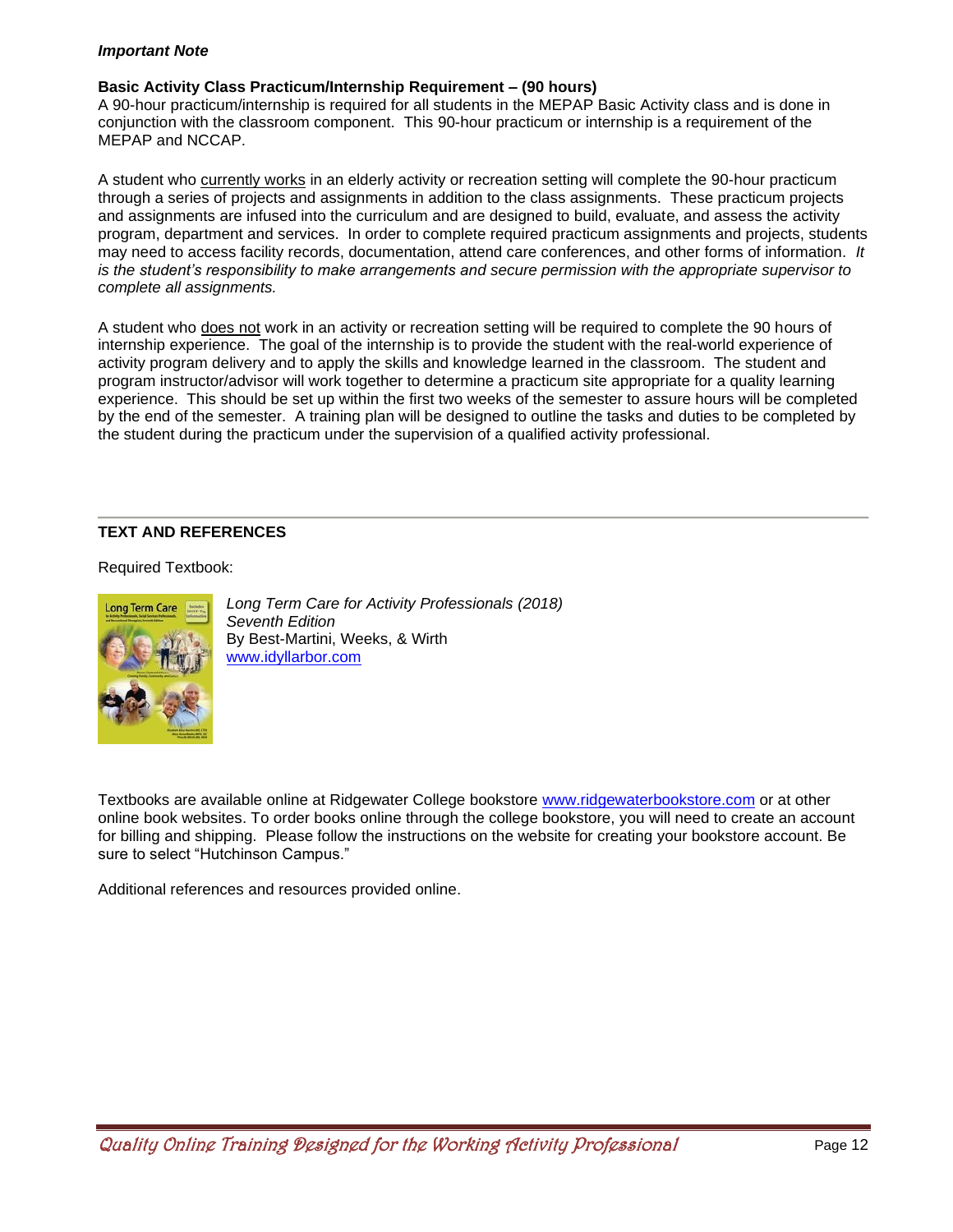***Important Note***

**Basic Activity Class Practicum/Internship Requirement – (90 hours)**

A 90-hour practicum/internship is required for all students in the MEPAP Basic Activity class and is done in conjunction with the classroom component. This 90-hour practicum or internship is a requirement of the MEPAP and NCCAP.

A student who currently works in an elderly activity or recreation setting will complete the 90-hour practicum through a series of projects and assignments in addition to the class assignments. These practicum projects and assignments are infused into the curriculum and are designed to build, evaluate, and assess the activity program, department and services. In order to complete required practicum assignments and projects, students may need to access facility records, documentation, attend care conferences, and other forms of information. *It is the student's responsibility to make arrangements and secure permission with the appropriate supervisor to complete all assignments.*

A student who does not work in an activity or recreation setting will be required to complete the 90 hours of internship experience. The goal of the internship is to provide the student with the real-world experience of activity program delivery and to apply the skills and knowledge learned in the classroom. The student and program instructor/advisor will work together to determine a practicum site appropriate for a quality learning experience. This should be set up within the first two weeks of the semester to assure hours will be completed by the end of the semester. A training plan will be designed to outline the tasks and duties to be completed by the student during the practicum under the supervision of a qualified activity professional.

---

**TEXT AND REFERENCES**

Required Textbook:

*Long Term Care for Activity Professionals (2018)*
*Seventh Edition*
By Best-Martini, Weeks, & Wirth
www.idyllarbor.com

Textbooks are available online at Ridgewater College bookstore www.ridgewaterbookstore.com or at other online book websites. To order books online through the college bookstore, you will need to create an account for billing and shipping. Please follow the instructions on the website for creating your bookstore account. Be sure to select "Hutchinson Campus."

Additional references and resources provided online.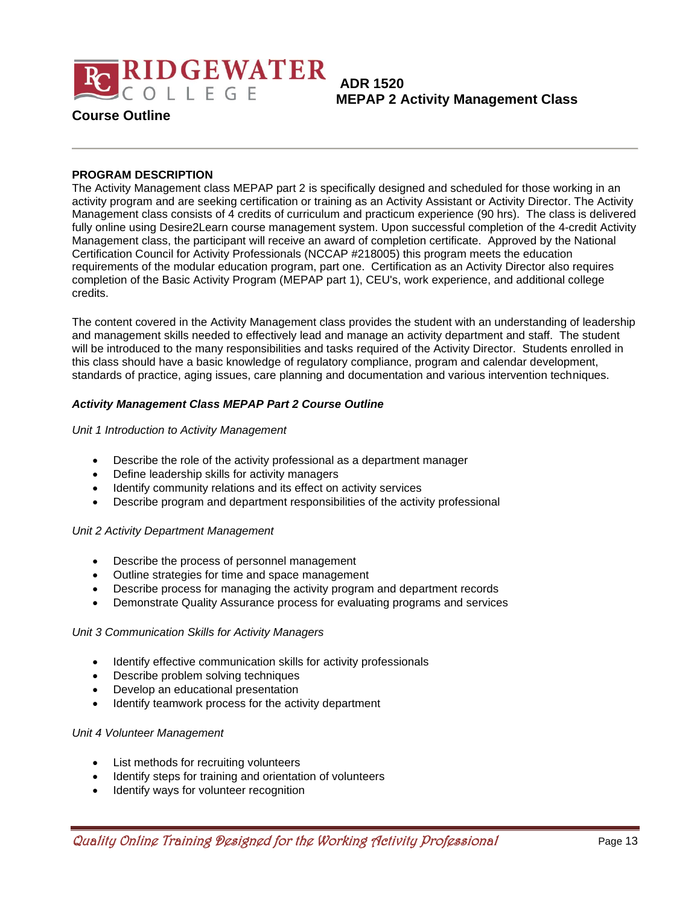# ADR 1520
## MEPAP 2 Activity Management Class

**Course Outline**

---

**PROGRAM DESCRIPTION**

The Activity Management class MEPAP part 2 is specifically designed and scheduled for those working in an activity program and are seeking certification or training as an Activity Assistant or Activity Director. The Activity Management class consists of 4 credits of curriculum and practicum experience (90 hrs). The class is delivered fully online using Desire2Learn course management system. Upon successful completion of the 4-credit Activity Management class, the participant will receive an award of completion certificate. Approved by the National Certification Council for Activity Professionals (NCCAP #218005) this program meets the education requirements of the modular education program, part one. Certification as an Activity Director also requires completion of the Basic Activity Program (MEPAP part 1), CEU's, work experience, and additional college credits.

The content covered in the Activity Management class provides the student with an understanding of leadership and management skills needed to effectively lead and manage an activity department and staff. The student will be introduced to the many responsibilities and tasks required of the Activity Director. Students enrolled in this class should have a basic knowledge of regulatory compliance, program and calendar development, standards of practice, aging issues, care planning and documentation and various intervention techniques.

***Activity Management Class MEPAP Part 2 Course Outline***

*Unit 1 Introduction to Activity Management*

- Describe the role of the activity professional as a department manager
- Define leadership skills for activity managers
- Identify community relations and its effect on activity services
- Describe program and department responsibilities of the activity professional

*Unit 2 Activity Department Management*

- Describe the process of personnel management
- Outline strategies for time and space management
- Describe process for managing the activity program and department records
- Demonstrate Quality Assurance process for evaluating programs and services

*Unit 3 Communication Skills for Activity Managers*

- Identify effective communication skills for activity professionals
- Describe problem solving techniques
- Develop an educational presentation
- Identify teamwork process for the activity department

*Unit 4 Volunteer Management*

- List methods for recruiting volunteers
- Identify steps for training and orientation of volunteers
- Identify ways for volunteer recognition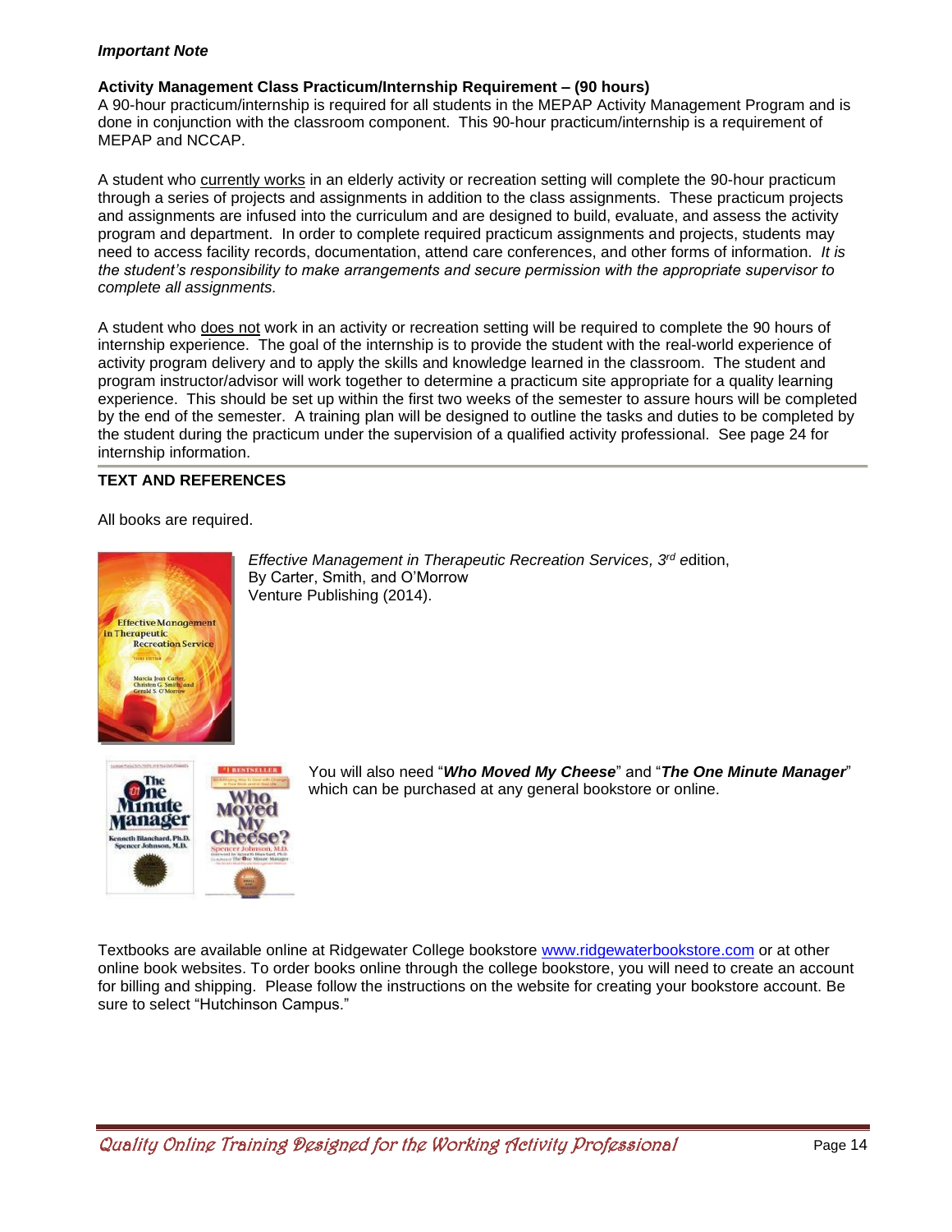***Important Note***

**Activity Management Class Practicum/Internship Requirement – (90 hours)**
A 90-hour practicum/internship is required for all students in the MEPAP Activity Management Program and is done in conjunction with the classroom component. This 90-hour practicum/internship is a requirement of MEPAP and NCCAP.

A student who currently works in an elderly activity or recreation setting will complete the 90-hour practicum through a series of projects and assignments in addition to the class assignments. These practicum projects and assignments are infused into the curriculum and are designed to build, evaluate, and assess the activity program and department. In order to complete required practicum assignments and projects, students may need to access facility records, documentation, attend care conferences, and other forms of information. *It is the student's responsibility to make arrangements and secure permission with the appropriate supervisor to complete all assignments.*

A student who does not work in an activity or recreation setting will be required to complete the 90 hours of internship experience. The goal of the internship is to provide the student with the real-world experience of activity program delivery and to apply the skills and knowledge learned in the classroom. The student and program instructor/advisor will work together to determine a practicum site appropriate for a quality learning experience. This should be set up within the first two weeks of the semester to assure hours will be completed by the end of the semester. A training plan will be designed to outline the tasks and duties to be completed by the student during the practicum under the supervision of a qualified activity professional. See page 24 for internship information.

**TEXT AND REFERENCES**

All books are required.

*Effective Management in Therapeutic Recreation Services, 3rd* edition,
By Carter, Smith, and O'Morrow
Venture Publishing (2014).

You will also need "***Who Moved My Cheese***" and "***The One Minute Manager***" which can be purchased at any general bookstore or online.

Textbooks are available online at Ridgewater College bookstore www.ridgewaterbookstore.com or at other online book websites. To order books online through the college bookstore, you will need to create an account for billing and shipping. Please follow the instructions on the website for creating your bookstore account. Be sure to select "Hutchinson Campus."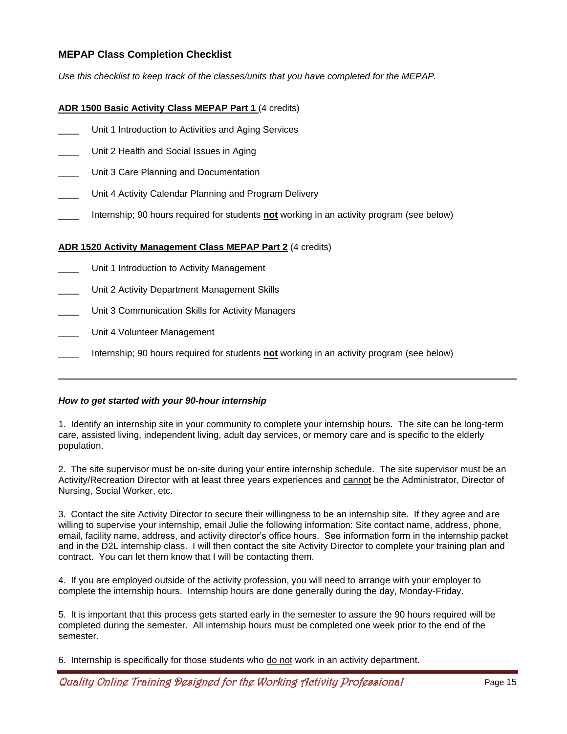## MEPAP Class Completion Checklist

*Use this checklist to keep track of the classes/units that you have completed for the MEPAP.*

**<u>ADR 1500 Basic Activity Class MEPAP Part 1</u>** (4 credits)

____ Unit 1 Introduction to Activities and Aging Services

____ Unit 2 Health and Social Issues in Aging

____ Unit 3 Care Planning and Documentation

____ Unit 4 Activity Calendar Planning and Program Delivery

____ Internship; 90 hours required for students **<u>not</u>** working in an activity program (see below)

**<u>ADR 1520 Activity Management Class MEPAP Part 2</u>** (4 credits)

____ Unit 1 Introduction to Activity Management

____ Unit 2 Activity Department Management Skills

____ Unit 3 Communication Skills for Activity Managers

____ Unit 4 Volunteer Management

____ Internship; 90 hours required for students **<u>not</u>** working in an activity program (see below)

---

***How to get started with your 90-hour internship***

1. Identify an internship site in your community to complete your internship hours. The site can be long-term care, assisted living, independent living, adult day services, or memory care and is specific to the elderly population.

2. The site supervisor must be on-site during your entire internship schedule. The site supervisor must be an Activity/Recreation Director with at least three years experiences and <u>cannot</u> be the Administrator, Director of Nursing, Social Worker, etc.

3. Contact the site Activity Director to secure their willingness to be an internship site. If they agree and are willing to supervise your internship, email Julie the following information: Site contact name, address, phone, email, facility name, address, and activity director's office hours. See information form in the internship packet and in the D2L internship class. I will then contact the site Activity Director to complete your training plan and contract. You can let them know that I will be contacting them.

4. If you are employed outside of the activity profession, you will need to arrange with your employer to complete the internship hours. Internship hours are done generally during the day, Monday-Friday.

5. It is important that this process gets started early in the semester to assure the 90 hours required will be completed during the semester. All internship hours must be completed one week prior to the end of the semester.

6. Internship is specifically for those students who <u>do not</u> work in an activity department.